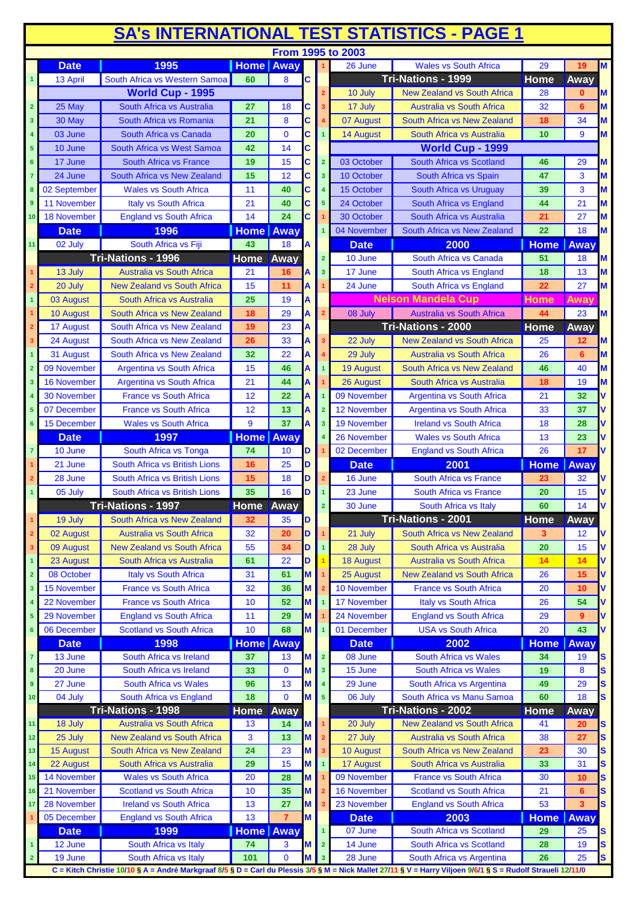# SA's INTERNATIONAL TEST STATISTICS - PAGE 1

## From 1995 to 2003

| # | Date | 1995 | Home | Away | Coach |
|---|---|---|---|---|---|
| 1 | 13 April | South Africa vs Western Samoa | 60 | 8 | C |
| | **World Cup - 1995** | | | | |
| 2 | 25 May | South Africa vs Australia | 27 | 18 | C |
| 3 | 30 May | South Africa vs Romania | 21 | 8 | C |
| 4 | 03 June | South Africa vs Canada | 20 | 0 | C |
| 5 | 10 June | South Africa vs West Samoa | 42 | 14 | C |
| 6 | 17 June | South Africa vs France | 19 | 15 | C |
| 7 | 24 June | South Africa vs New Zealand | 15 | 12 | C |
| 8 | 02 September | Wales vs South Africa | 11 | 40 | C |
| 9 | 11 November | Italy vs South Africa | 21 | 40 | C |
| 10 | 18 November | England vs South Africa | 14 | 24 | C |
| | **Date** | **1996** | **Home** | **Away** | |
| 11 | 02 July | South Africa vs Fiji | 43 | 18 | A |
| | **Tri-Nations - 1996** | | **Home** | **Away** | |
| 1 | 13 July | Australia vs South Africa | 21 | 16 | A |
| 2 | 20 July | New Zealand vs South Africa | 15 | 11 | A |
| 1 | 03 August | South Africa vs Australia | 25 | 19 | A |
| 1 | 10 August | South Africa vs New Zealand | 18 | 29 | A |
| 2 | 17 August | South Africa vs New Zealand | 19 | 23 | A |
| 3 | 24 August | South Africa vs New Zealand | 26 | 33 | A |
| 1 | 31 August | South Africa vs New Zealand | 32 | 22 | A |
| 2 | 09 November | Argentina vs South Africa | 15 | 46 | A |
| 3 | 16 November | Argentina vs South Africa | 21 | 44 | A |
| 4 | 30 November | France vs South Africa | 12 | 22 | A |
| 5 | 07 December | France vs South Africa | 12 | 13 | A |
| 6 | 15 December | Wales vs South Africa | 9 | 37 | A |
| | **Date** | **1997** | **Home** | **Away** | |
| 7 | 10 June | South Africa vs Tonga | 74 | 10 | D |
| 1 | 21 June | South Africa vs British Lions | 16 | 25 | D |
| 2 | 28 June | South Africa vs British Lions | 15 | 18 | D |
| 1 | 05 July | South Africa vs British Lions | 35 | 16 | D |
| | **Tri-Nations - 1997** | | **Home** | **Away** | |
| 1 | 19 July | South Africa vs New Zealand | 32 | 35 | D |
| 2 | 02 August | Australia vs South Africa | 32 | 20 | D |
| 3 | 09 August | New Zealand vs South Africa | 55 | 34 | D |
| 1 | 23 August | South Africa vs Australia | 61 | 22 | D |
| 2 | 08 October | Italy vs South Africa | 31 | 61 | M |
| 3 | 15 November | France vs South Africa | 32 | 36 | M |
| 4 | 22 November | France vs South Africa | 10 | 52 | M |
| 5 | 29 November | England vs South Africa | 11 | 29 | M |
| 6 | 06 December | Scotland vs South Africa | 10 | 68 | M |
| | **Date** | **1998** | **Home** | **Away** | |
| 7 | 13 June | South Africa vs Ireland | 37 | 13 | M |
| 8 | 20 June | South Africa vs Ireland | 33 | 0 | M |
| 9 | 27 June | South Africa vs Wales | 96 | 13 | M |
| 10 | 04 July | South Africa vs England | 18 | 0 | M |
| | **Tri-Nations - 1998** | | **Home** | **Away** | |
| 11 | 18 July | Australia vs South Africa | 13 | 14 | M |
| 12 | 25 July | New Zealand vs South Africa | 3 | 13 | M |
| 13 | 15 August | South Africa vs New Zealand | 24 | 23 | M |
| 14 | 22 August | South Africa vs Australia | 29 | 15 | M |
| 15 | 14 November | Wales vs South Africa | 20 | 28 | M |
| 16 | 21 November | Scotland vs South Africa | 10 | 35 | M |
| 17 | 28 November | Ireland vs South Africa | 13 | 27 | M |
| 1 | 05 December | England vs South Africa | 13 | 7 | M |
| | **Date** | **1999** | **Home** | **Away** | |
| 1 | 12 June | South Africa vs Italy | 74 | 3 | M |
| 2 | 19 June | South Africa vs Italy | 101 | 0 | M |
| 1 | 26 June | Wales vs South Africa | 29 | 19 | M |
| | **Tri-Nations - 1999** | | **Home** | **Away** | |
| 2 | 10 July | New Zealand vs South Africa | 28 | 0 | M |
| 3 | 17 July | Australia vs South Africa | 32 | 6 | M |
| 4 | 07 August | South Africa vs New Zealand | 18 | 34 | M |
| 1 | 14 August | South Africa vs Australia | 10 | 9 | M |
| | **World Cup - 1999** | | | | |
| 2 | 03 October | South Africa vs Scotland | 46 | 29 | M |
| 3 | 10 October | South Africa vs Spain | 47 | 3 | M |
| 4 | 15 October | South Africa vs Uruguay | 39 | 3 | M |
| 5 | 24 October | South Africa vs England | 44 | 21 | M |
| 1 | 30 October | South Africa vs Australia | 21 | 27 | M |
| 1 | 04 November | South Africa vs New Zealand | 22 | 18 | M |
| | **Date** | **2000** | **Home** | **Away** | |
| 2 | 10 June | South Africa vs Canada | 51 | 18 | M |
| 3 | 17 June | South Africa vs England | 18 | 13 | M |
| 1 | 24 June | South Africa vs England | 22 | 27 | M |
| | **Nelson Mandela Cup** | | **Home** | **Away** | |
| 2 | 08 July | Australia vs South Africa | 44 | 23 | M |
| | **Tri-Nations - 2000** | | **Home** | **Away** | |
| 3 | 22 July | New Zealand vs South Africa | 25 | 12 | M |
| 4 | 29 July | Australia vs South Africa | 26 | 6 | M |
| 1 | 19 August | South Africa vs New Zealand | 46 | 40 | M |
| 1 | 26 August | South Africa vs Australia | 18 | 19 | M |
| 1 | 09 November | Argentina vs South Africa | 21 | 32 | V |
| 2 | 12 November | Argentina vs South Africa | 33 | 37 | V |
| 3 | 19 November | Ireland vs South Africa | 18 | 28 | V |
| 4 | 26 November | Wales vs South Africa | 13 | 23 | V |
| 1 | 02 December | England vs South Africa | 26 | 17 | V |
| | **Date** | **2001** | **Home** | **Away** | |
| 2 | 16 June | South Africa vs France | 23 | 32 | V |
| 1 | 23 June | South Africa vs France | 20 | 15 | V |
| 2 | 30 June | South Africa vs Italy | 60 | 14 | V |
| | **Tri-Nations - 2001** | | **Home** | **Away** | |
| 1 | 21 July | South Africa vs New Zealand | 3 | 12 | V |
| 1 | 28 July | South Africa vs Australia | 20 | 15 | V |
| 1 | 18 August | Australia vs South Africa | 14 | 14 | V |
| 1 | 25 August | New Zealand vs South Africa | 26 | 15 | V |
| 2 | 10 November | France vs South Africa | 20 | 10 | V |
| 1 | 17 November | Italy vs South Africa | 26 | 54 | V |
| 1 | 24 November | England vs South Africa | 29 | 9 | V |
| 1 | 01 December | USA vs South Africa | 20 | 43 | V |
| | **Date** | **2002** | **Home** | **Away** | |
| 2 | 08 June | South Africa vs Wales | 34 | 19 | S |
| 3 | 15 June | South Africa vs Wales | 19 | 8 | S |
| 4 | 29 June | South Africa vs Argentina | 49 | 29 | S |
| 5 | 06 July | South Africa vs Manu Samoa | 60 | 18 | S |
| | **Tri-Nations - 2002** | | **Home** | **Away** | |
| 1 | 20 July | New Zealand vs South Africa | 41 | 20 | S |
| 2 | 27 July | Australia vs South Africa | 38 | 27 | S |
| 3 | 10 August | South Africa vs New Zealand | 23 | 30 | S |
| 1 | 17 August | South Africa vs Australia | 33 | 31 | S |
| 1 | 09 November | France vs South Africa | 30 | 10 | S |
| 2 | 16 November | Scotland vs South Africa | 21 | 6 | S |
| 3 | 23 November | England vs South Africa | 53 | 3 | S |
| | **Date** | **2003** | **Home** | **Away** | |
| 1 | 07 June | South Africa vs Scotland | 29 | 25 | S |
| 2 | 14 June | South Africa vs Scotland | 28 | 19 | S |
| 3 | 28 June | South Africa vs Argentina | 26 | 25 | S |

C = Kitch Christie 10/10 § A = André Markgraaf 8/5 § D = Carl du Plessis 3/5 § M = Nick Mallet 27/11 § V = Harry Viljoen 9/6/1 § S = Rudolf Straueli 12/11/0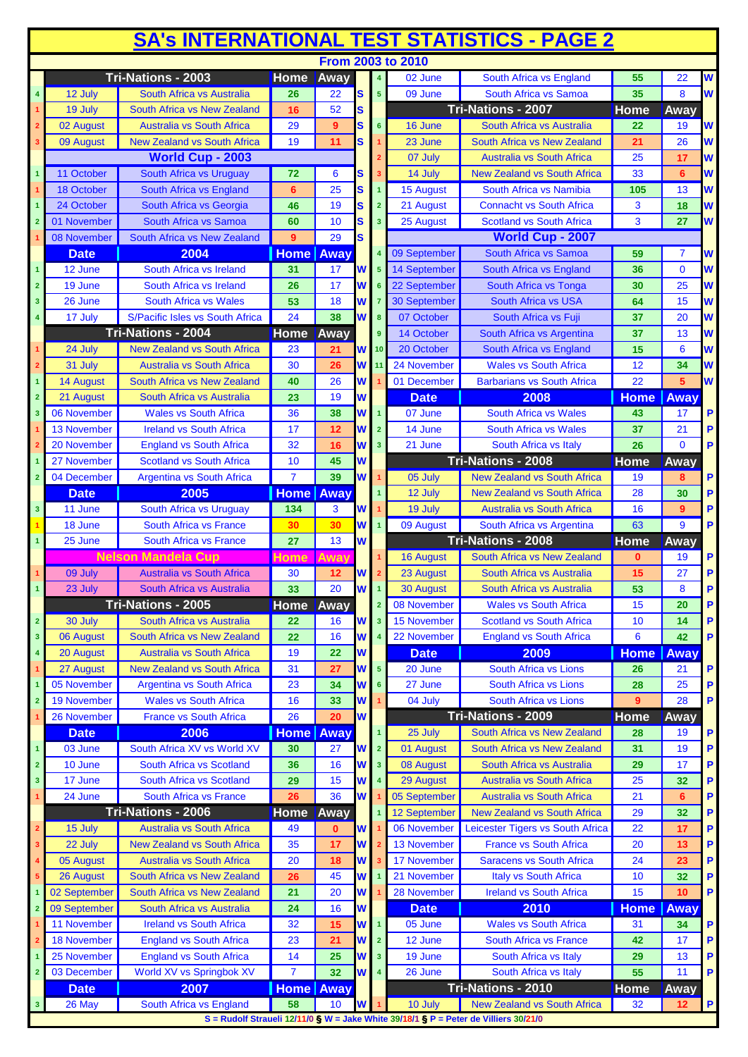# SA's INTERNATIONAL TEST STATISTICS - PAGE 2

## From 2003 to 2010

| # | Date | Match | Home | Away | Coach |
|---|---|---|---|---|---|
| | **Tri-Nations - 2003** | | **Home** | **Away** | |
| 4 | 12 July | South Africa vs Australia | 26 | 22 | S |
| 1 | 19 July | South Africa vs New Zealand | 16 | 52 | S |
| 2 | 02 August | Australia vs South Africa | 29 | 9 | S |
| 3 | 09 August | New Zealand vs South Africa | 19 | 11 | S |
| | **World Cup - 2003** | | | | |
| 1 | 11 October | South Africa vs Uruguay | 72 | 6 | S |
| 1 | 18 October | South Africa vs England | 6 | 25 | S |
| 1 | 24 October | South Africa vs Georgia | 46 | 19 | S |
| 2 | 01 November | South Africa vs Samoa | 60 | 10 | S |
| 1 | 08 November | South Africa vs New Zealand | 9 | 29 | S |
| | **Date** | **2004** | **Home** | **Away** | |
| 1 | 12 June | South Africa vs Ireland | 31 | 17 | W |
| 2 | 19 June | South Africa vs Ireland | 26 | 17 | W |
| 3 | 26 June | South Africa vs Wales | 53 | 18 | W |
| 4 | 17 July | S/Pacific Isles vs South Africa | 24 | 38 | W |
| | **Tri-Nations - 2004** | | **Home** | **Away** | |
| 1 | 24 July | New Zealand vs South Africa | 23 | 21 | W |
| 2 | 31 July | Australia vs South Africa | 30 | 26 | W |
| 1 | 14 August | South Africa vs New Zealand | 40 | 26 | W |
| 2 | 21 August | South Africa vs Australia | 23 | 19 | W |
| 3 | 06 November | Wales vs South Africa | 36 | 38 | W |
| 1 | 13 November | Ireland vs South Africa | 17 | 12 | W |
| 2 | 20 November | England vs South Africa | 32 | 16 | W |
| 1 | 27 November | Scotland vs South Africa | 10 | 45 | W |
| 2 | 04 December | Argentina vs South Africa | 7 | 39 | W |
| | **Date** | **2005** | **Home** | **Away** | |
| 3 | 11 June | South Africa vs Uruguay | 134 | 3 | W |
| 1 | 18 June | South Africa vs France | 30 | 30 | W |
| 1 | 25 June | South Africa vs France | 27 | 13 | W |
| | **Nelson Mandela Cup** | | **Home** | **Away** | |
| 1 | 09 July | Australia vs South Africa | 30 | 12 | W |
| 1 | 23 July | South Africa vs Australia | 33 | 20 | W |
| | **Tri-Nations - 2005** | | **Home** | **Away** | |
| 2 | 30 July | South Africa vs Australia | 22 | 16 | W |
| 3 | 06 August | South Africa vs New Zealand | 22 | 16 | W |
| 4 | 20 August | Australia vs South Africa | 19 | 22 | W |
| 1 | 27 August | New Zealand vs South Africa | 31 | 27 | W |
| 1 | 05 November | Argentina vs South Africa | 23 | 34 | W |
| 2 | 19 November | Wales vs South Africa | 16 | 33 | W |
| 1 | 26 November | France vs South Africa | 26 | 20 | W |
| | **Date** | **2006** | **Home** | **Away** | |
| 1 | 03 June | South Africa XV vs World XV | 30 | 27 | W |
| 2 | 10 June | South Africa vs Scotland | 36 | 16 | W |
| 3 | 17 June | South Africa vs Scotland | 29 | 15 | W |
| 1 | 24 June | South Africa vs France | 26 | 36 | W |
| | **Tri-Nations - 2006** | | **Home** | **Away** | |
| 2 | 15 July | Australia vs South Africa | 49 | 0 | W |
| 3 | 22 July | New Zealand vs South Africa | 35 | 17 | W |
| 4 | 05 August | Australia vs South Africa | 20 | 18 | W |
| 5 | 26 August | South Africa vs New Zealand | 26 | 45 | W |
| 1 | 02 September | South Africa vs New Zealand | 21 | 20 | W |
| 2 | 09 September | South Africa vs Australia | 24 | 16 | W |
| 1 | 11 November | Ireland vs South Africa | 32 | 15 | W |
| 2 | 18 November | England vs South Africa | 23 | 21 | W |
| 1 | 25 November | England vs South Africa | 14 | 25 | W |
| 2 | 03 December | World XV vs Springbok XV | 7 | 32 | W |
| | **Date** | **2007** | **Home** | **Away** | |
| 3 | 26 May | South Africa vs England | 58 | 10 | W |
| 4 | 02 June | South Africa vs England | 55 | 22 | W |
| 5 | 09 June | South Africa vs Samoa | 35 | 8 | W |
| | **Tri-Nations - 2007** | | **Home** | **Away** | |
| 6 | 16 June | South Africa vs Australia | 22 | 19 | W |
| 1 | 23 June | South Africa vs New Zealand | 21 | 26 | W |
| 2 | 07 July | Australia vs South Africa | 25 | 17 | W |
| 3 | 14 July | New Zealand vs South Africa | 33 | 6 | W |
| 1 | 15 August | South Africa vs Namibia | 105 | 13 | W |
| 2 | 21 August | Connacht vs South Africa | 3 | 18 | W |
| 3 | 25 August | Scotland vs South Africa | 3 | 27 | W |
| | **World Cup - 2007** | | | | |
| 4 | 09 September | South Africa vs Samoa | 59 | 7 | W |
| 5 | 14 September | South Africa vs England | 36 | 0 | W |
| 6 | 22 September | South Africa vs Tonga | 30 | 25 | W |
| 7 | 30 September | South Africa vs USA | 64 | 15 | W |
| 8 | 07 October | South Africa vs Fuji | 37 | 20 | W |
| 9 | 14 October | South Africa vs Argentina | 37 | 13 | W |
| 10 | 20 October | South Africa vs England | 15 | 6 | W |
| 11 | 24 November | Wales vs South Africa | 12 | 34 | W |
| 1 | 01 December | Barbarians vs South Africa | 22 | 5 | W |
| | **Date** | **2008** | **Home** | **Away** | |
| 1 | 07 June | South Africa vs Wales | 43 | 17 | P |
| 2 | 14 June | South Africa vs Wales | 37 | 21 | P |
| 3 | 21 June | South Africa vs Italy | 26 | 0 | P |
| | **Tri-Nations - 2008** | | **Home** | **Away** | |
| 1 | 05 July | New Zealand vs South Africa | 19 | 8 | P |
| 1 | 12 July | New Zealand vs South Africa | 28 | 30 | P |
| 1 | 19 July | Australia vs South Africa | 16 | 9 | P |
| 1 | 09 August | South Africa vs Argentina | 63 | 9 | P |
| | **Tri-Nations - 2008** | | **Home** | **Away** | |
| 1 | 16 August | South Africa vs New Zealand | 0 | 19 | P |
| 2 | 23 August | South Africa vs Australia | 15 | 27 | P |
| 1 | 30 August | South Africa vs Australia | 53 | 8 | P |
| 2 | 08 November | Wales vs South Africa | 15 | 20 | P |
| 3 | 15 November | Scotland vs South Africa | 10 | 14 | P |
| 4 | 22 November | England vs South Africa | 6 | 42 | P |
| | **Date** | **2009** | **Home** | **Away** | |
| 5 | 20 June | South Africa vs Lions | 26 | 21 | P |
| 6 | 27 June | South Africa vs Lions | 28 | 25 | P |
| 1 | 04 July | South Africa vs Lions | 9 | 28 | P |
| | **Tri-Nations - 2009** | | **Home** | **Away** | |
| 1 | 25 July | South Africa vs New Zealand | 28 | 19 | P |
| 2 | 01 August | South Africa vs New Zealand | 31 | 19 | P |
| 3 | 08 August | South Africa vs Australia | 29 | 17 | P |
| 4 | 29 August | Australia vs South Africa | 25 | 32 | P |
| 1 | 05 September | Australia vs South Africa | 21 | 6 | P |
| 1 | 12 September | New Zealand vs South Africa | 29 | 32 | P |
| 1 | 06 November | Leicester Tigers vs South Africa | 22 | 17 | P |
| 2 | 13 November | France vs South Africa | 20 | 13 | P |
| 3 | 17 November | Saracens vs South Africa | 24 | 23 | P |
| 1 | 21 November | Italy vs South Africa | 10 | 32 | P |
| 1 | 28 November | Ireland vs South Africa | 15 | 10 | P |
| | **Date** | **2010** | **Home** | **Away** | |
| 1 | 05 June | Wales vs South Africa | 31 | 34 | P |
| 2 | 12 June | South Africa vs France | 42 | 17 | P |
| 3 | 19 June | South Africa vs Italy | 29 | 13 | P |
| 4 | 26 June | South Africa vs Italy | 55 | 11 | P |
| | **Tri-Nations - 2010** | | **Home** | **Away** | |
| 1 | 10 July | New Zealand vs South Africa | 32 | 12 | P |

S = Rudolf Straueli 12/11/0 § W = Jake White 39/18/1 § P = Peter de Villiers 30/21/0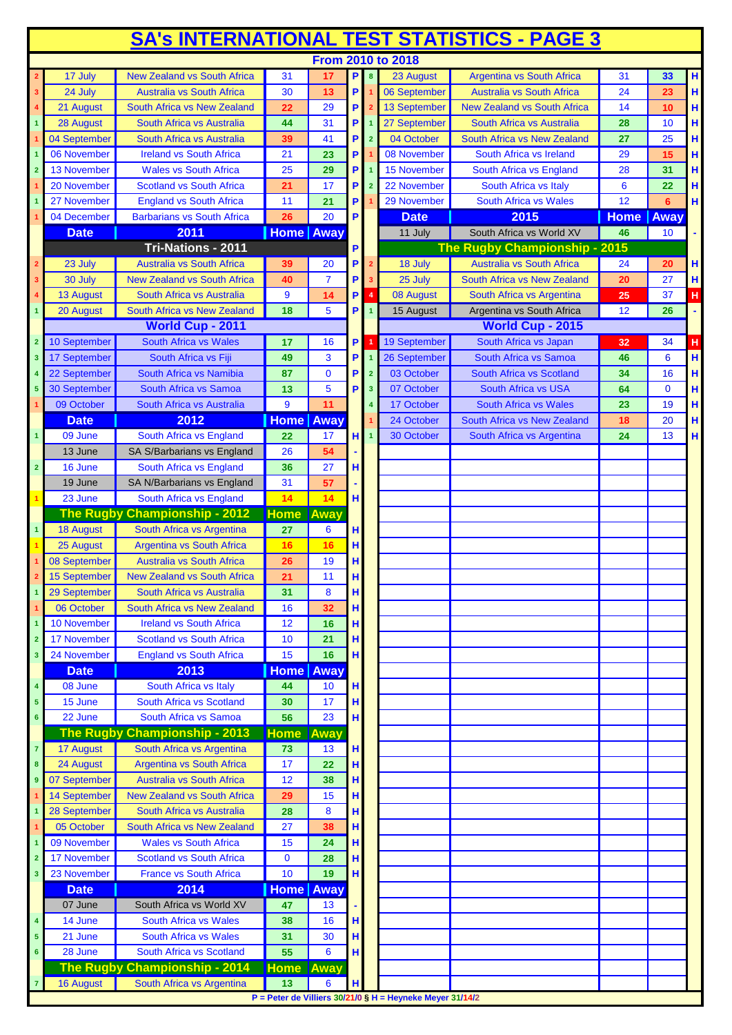# SA's INTERNATIONAL TEST STATISTICS - PAGE 3

## From 2010 to 2018

| # | Date | Match | Home | Away | Coach |
|---|---|---|---|---|---|
| 2 | 17 July | New Zealand vs South Africa | 31 | 17 | P |
| 3 | 24 July | Australia vs South Africa | 30 | 13 | P |
| 4 | 21 August | South Africa vs New Zealand | 22 | 29 | P |
| 1 | 28 August | South Africa vs Australia | 44 | 31 | P |
| 1 | 04 September | South Africa vs Australia | 39 | 41 | P |
| 1 | 06 November | Ireland vs South Africa | 21 | 23 | P |
| 2 | 13 November | Wales vs South Africa | 25 | 29 | P |
| 1 | 20 November | Scotland vs South Africa | 21 | 17 | P |
| 1 | 27 November | England vs South Africa | 11 | 21 | P |
| 1 | 04 December | Barbarians vs South Africa | 26 | 20 | P |
| | **Date** | **2011** | **Home** | **Away** | |
| | | **Tri-Nations - 2011** | | | P |
| 2 | 23 July | Australia vs South Africa | 39 | 20 | P |
| 3 | 30 July | New Zealand vs South Africa | 40 | 7 | P |
| 4 | 13 August | South Africa vs Australia | 9 | 14 | P |
| 1 | 20 August | South Africa vs New Zealand | 18 | 5 | P |
| | | **World Cup - 2011** | | | |
| 2 | 10 September | South Africa vs Wales | 17 | 16 | P |
| 3 | 17 September | South Africa vs Fiji | 49 | 3 | P |
| 4 | 22 September | South Africa vs Namibia | 87 | 0 | P |
| 5 | 30 September | South Africa vs Samoa | 13 | 5 | P |
| 1 | 09 October | South Africa vs Australia | 9 | 11 | P |
| | **Date** | **2012** | **Home** | **Away** | |
| 1 | 09 June | South Africa vs England | 22 | 17 | H |
| | 13 June | SA S/Barbarians vs England | 26 | 54 | - |
| 2 | 16 June | South Africa vs England | 36 | 27 | H |
| | 19 June | SA N/Barbarians vs England | 31 | 57 | - |
| 1 | 23 June | South Africa vs England | 14 | 14 | H |
| | | **The Rugby Championship - 2012** | **Home** | **Away** | |
| 1 | 18 August | South Africa vs Argentina | 27 | 6 | H |
| 1 | 25 August | Argentina vs South Africa | 16 | 16 | H |
| 1 | 08 September | Australia vs South Africa | 26 | 19 | H |
| 2 | 15 September | New Zealand vs South Africa | 21 | 11 | H |
| 1 | 29 September | South Africa vs Australia | 31 | 8 | H |
| 1 | 06 October | South Africa vs New Zealand | 16 | 32 | H |
| 1 | 10 November | Ireland vs South Africa | 12 | 16 | H |
| 2 | 17 November | Scotland vs South Africa | 10 | 21 | H |
| 3 | 24 November | England vs South Africa | 15 | 16 | H |
| | **Date** | **2013** | **Home** | **Away** | |
| 4 | 08 June | South Africa vs Italy | 44 | 10 | H |
| 5 | 15 June | South Africa vs Scotland | 30 | 17 | H |
| 6 | 22 June | South Africa vs Samoa | 56 | 23 | H |
| | | **The Rugby Championship - 2013** | **Home** | **Away** | |
| 7 | 17 August | South Africa vs Argentina | 73 | 13 | H |
| 8 | 24 August | Argentina vs South Africa | 17 | 22 | H |
| 9 | 07 September | Australia vs South Africa | 12 | 38 | H |
| 1 | 14 September | New Zealand vs South Africa | 29 | 15 | H |
| 1 | 28 September | South Africa vs Australia | 28 | 8 | H |
| 1 | 05 October | South Africa vs New Zealand | 27 | 38 | H |
| 1 | 09 November | Wales vs South Africa | 15 | 24 | H |
| 2 | 17 November | Scotland vs South Africa | 0 | 28 | H |
| 3 | 23 November | France vs South Africa | 10 | 19 | H |
| | **Date** | **2014** | **Home** | **Away** | |
| | 07 June | South Africa vs World XV | 47 | 13 | - |
| 4 | 14 June | South Africa vs Wales | 38 | 16 | H |
| 5 | 21 June | South Africa vs Wales | 31 | 30 | H |
| 6 | 28 June | South Africa vs Scotland | 55 | 6 | H |
| | | **The Rugby Championship - 2014** | **Home** | **Away** | |
| 7 | 16 August | South Africa vs Argentina | 13 | 6 | H |
| 8 | 23 August | Argentina vs South Africa | 31 | 33 | H |
| 1 | 06 September | Australia vs South Africa | 24 | 23 | H |
| 2 | 13 September | New Zealand vs South Africa | 14 | 10 | H |
| 1 | 27 September | South Africa vs Australia | 28 | 10 | H |
| 2 | 04 October | South Africa vs New Zealand | 27 | 25 | H |
| 1 | 08 November | Ireland vs South Africa | 29 | 15 | H |
| 1 | 15 November | England vs South Africa | 28 | 31 | H |
| 2 | 22 November | Italy vs South Africa | 6 | 22 | H |
| 1 | 29 November | Wales vs South Africa | 12 | 6 | H |
| | **Date** | **2015** | **Home** | **Away** | |
| | 11 July | South Africa vs World XV | 46 | 10 | - |
| | | **The Rugby Championship - 2015** | | | |
| 2 | 18 July | Australia vs South Africa | 24 | 20 | H |
| 3 | 25 July | South Africa vs New Zealand | 20 | 27 | H |
| 4 | 08 August | South Africa vs Argentina | 25 | 37 | H |
| 1 | 15 August | Argentina vs South Africa | 12 | 26 | - |
| | | **World Cup - 2015** | | | |
| 1 | 19 September | South Africa vs Japan | 32 | 34 | H |
| 1 | 26 September | South Africa vs Samoa | 46 | 6 | H |
| 2 | 03 October | South Africa vs Scotland | 34 | 16 | H |
| 3 | 07 October | South Africa vs USA | 64 | 0 | H |
| 4 | 17 October | South Africa vs Wales | 23 | 19 | H |
| 1 | 24 October | South Africa vs New Zealand | 18 | 20 | H |
| 1 | 30 October | South Africa vs Argentina | 24 | 13 | H |

P = Peter de Villiers 30/21/0 § H = Heyneke Meyer 31/14/2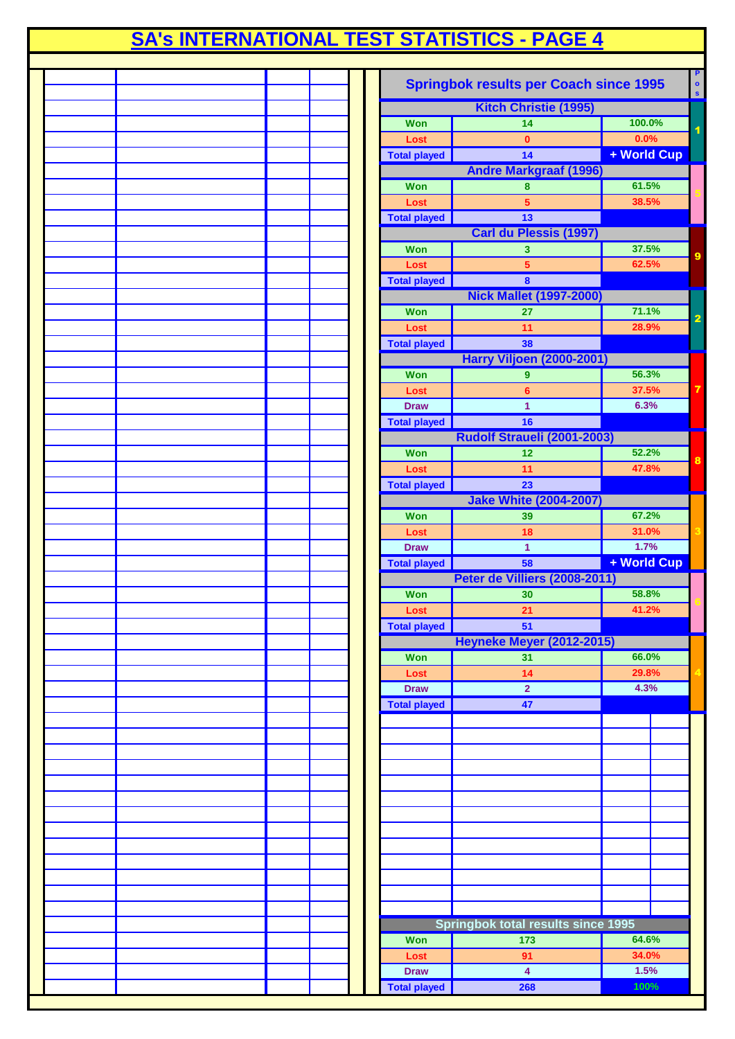# SA's INTERNATIONAL TEST STATISTICS - PAGE 4

## Springbok results per Coach since 1995

| Coach | | Count | % | Pos |
|---|---|---|---|---|
| **Kitch Christie (1995)** | | | | 1 |
| | Won | 14 | 100.0% | |
| | Lost | 0 | 0.0% | |
| | Total played | 14 | + World Cup | |
| **Andre Markgraaf (1996)** | | | | 5 |
| | Won | 8 | 61.5% | |
| | Lost | 5 | 38.5% | |
| | Total played | 13 | | |
| **Carl du Plessis (1997)** | | | | 9 |
| | Won | 3 | 37.5% | |
| | Lost | 5 | 62.5% | |
| | Total played | 8 | | |
| **Nick Mallet (1997-2000)** | | | | 2 |
| | Won | 27 | 71.1% | |
| | Lost | 11 | 28.9% | |
| | Total played | 38 | | |
| **Harry Viljoen (2000-2001)** | | | | 7 |
| | Won | 9 | 56.3% | |
| | Lost | 6 | 37.5% | |
| | Draw | 1 | 6.3% | |
| | Total played | 16 | | |
| **Rudolf Straueli (2001-2003)** | | | | 8 |
| | Won | 12 | 52.2% | |
| | Lost | 11 | 47.8% | |
| | Total played | 23 | | |
| **Jake White (2004-2007)** | | | | 3 |
| | Won | 39 | 67.2% | |
| | Lost | 18 | 31.0% | |
| | Draw | 1 | 1.7% | |
| | Total played | 58 | + World Cup | |
| **Peter de Villiers (2008-2011)** | | | | 6 |
| | Won | 30 | 58.8% | |
| | Lost | 21 | 41.2% | |
| | Total played | 51 | | |
| **Heyneke Meyer (2012-2015)** | | | | 4 |
| | Won | 31 | 66.0% | |
| | Lost | 14 | 29.8% | |
| | Draw | 2 | 4.3% | |
| | Total played | 47 | | |

## Springbok total results since 1995

| | | |
|---|---|---|
| Won | 173 | 64.6% |
| Lost | 91 | 34.0% |
| Draw | 4 | 1.5% |
| Total played | 268 | 100% |